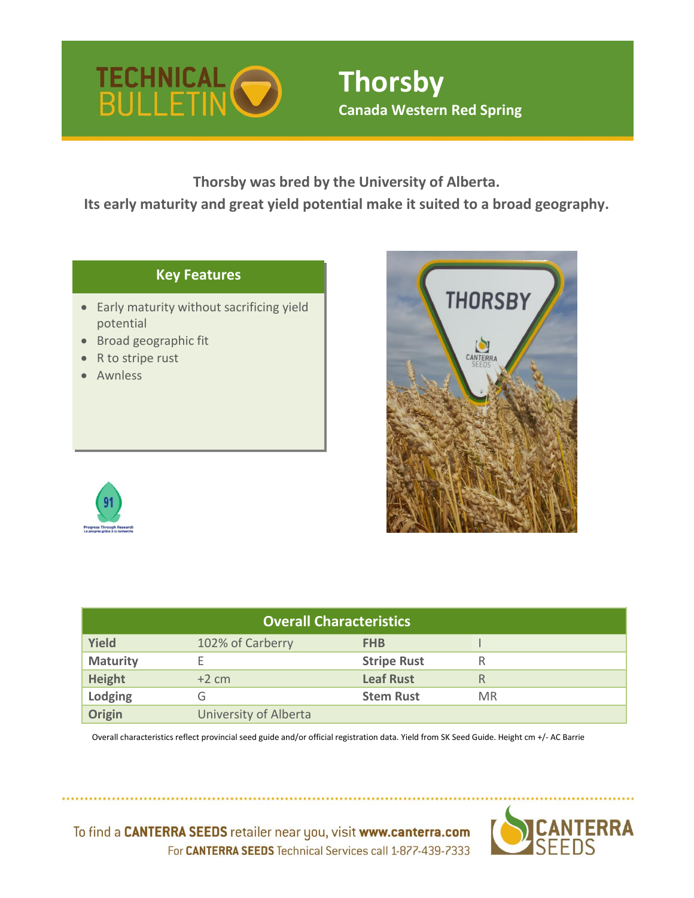# TECHNICAL BULLETIN

# Thorsby

**Canada Western Red Spring**

**Thorsby was bred by the University of Alberta.**
**Its early maturity and great yield potential make it suited to a broad geography.**

## Key Features

- Early maturity without sacrificing yield potential
- Broad geographic fit
- R to stripe rust
- Awnless

| Overall Characteristics | | | |
|---|---|---|---|
| **Yield** | 102% of Carberry | **FHB** | I |
| **Maturity** | E | **Stripe Rust** | R |
| **Height** | +2 cm | **Leaf Rust** | R |
| **Lodging** | G | **Stem Rust** | MR |
| **Origin** | University of Alberta | | |

Overall characteristics reflect provincial seed guide and/or official registration data. Yield from SK Seed Guide. Height cm +/- AC Barrie

To find a **CANTERRA SEEDS** retailer near you, visit **www.canterra.com**
For **CANTERRA SEEDS** Technical Services call 1-877-439-7333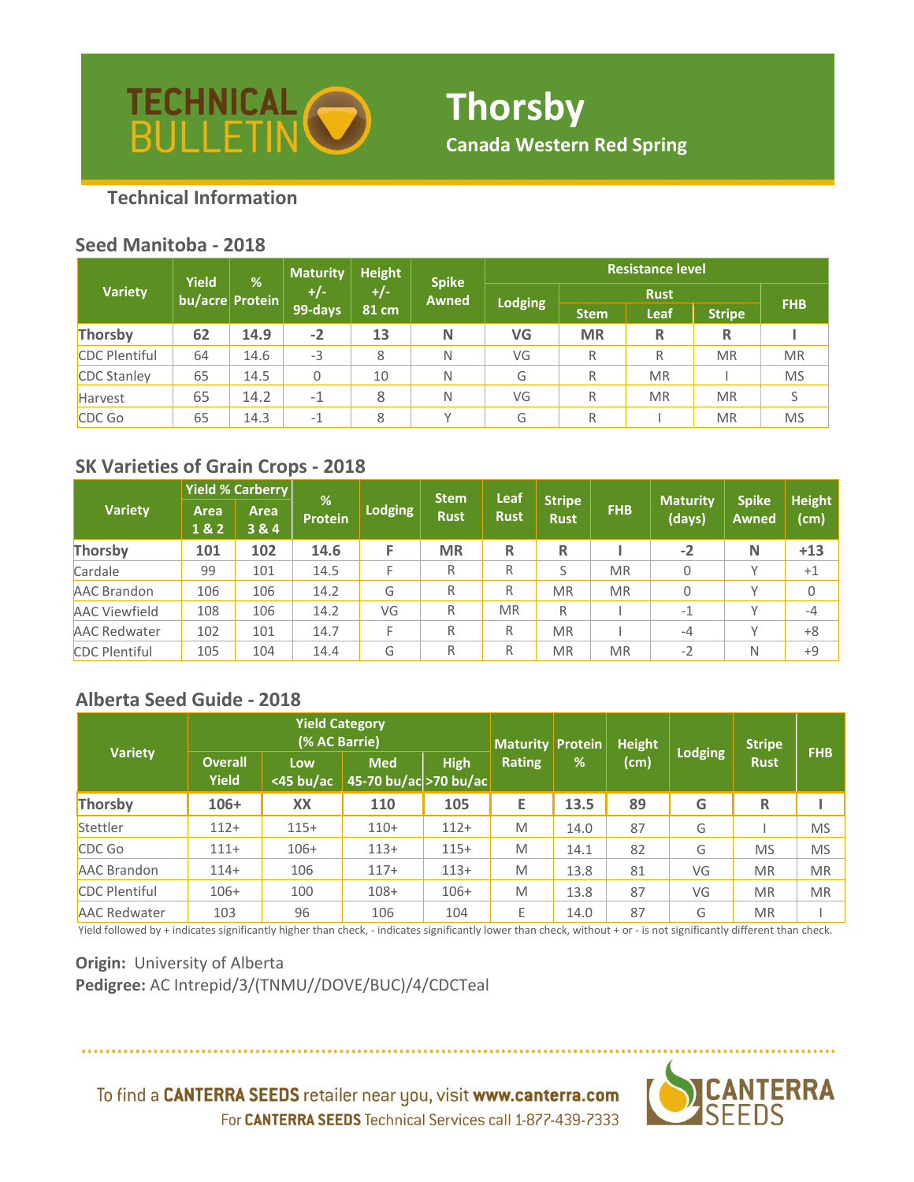# Thorsby

**Canada Western Red Spring**

## Technical Information

### Seed Manitoba - 2018

| Variety | Yield bu/acre | % Protein | Maturity +/- 99-days | Height +/- 81 cm | Spike Awned | Resistance level | | | | |
|---|---|---|---|---|---|---|---|---|---|---|
| | | | | | | Lodging | Rust | | | FHB |
| | | | | | | | Stem | Leaf | Stripe | |
| **Thorsby** | **62** | **14.9** | **-2** | **13** | **N** | **VG** | **MR** | **R** | **R** | **I** |
| CDC Plentiful | 64 | 14.6 | -3 | 8 | N | VG | R | R | MR | MR |
| CDC Stanley | 65 | 14.5 | 0 | 10 | N | G | R | MR | I | MS |
| Harvest | 65 | 14.2 | -1 | 8 | N | VG | R | MR | MR | S |
| CDC Go | 65 | 14.3 | -1 | 8 | Y | G | R | I | MR | MS |

### SK Varieties of Grain Crops - 2018

| Variety | Yield % Carberry | | % Protein | Lodging | Stem Rust | Leaf Rust | Stripe Rust | FHB | Maturity (days) | Spike Awned | Height (cm) |
|---|---|---|---|---|---|---|---|---|---|---|---|
| | Area 1 & 2 | Area 3 & 4 | | | | | | | | | |
| **Thorsby** | **101** | **102** | **14.6** | **F** | **MR** | **R** | **R** | **I** | **-2** | **N** | **+13** |
| Cardale | 99 | 101 | 14.5 | F | R | R | S | MR | 0 | Y | +1 |
| AAC Brandon | 106 | 106 | 14.2 | G | R | R | MR | MR | 0 | Y | 0 |
| AAC Viewfield | 108 | 106 | 14.2 | VG | R | MR | R | I | -1 | Y | -4 |
| AAC Redwater | 102 | 101 | 14.7 | F | R | R | MR | I | -4 | Y | +8 |
| CDC Plentiful | 105 | 104 | 14.4 | G | R | R | MR | MR | -2 | N | +9 |

### Alberta Seed Guide - 2018

| Variety | Yield Category (% AC Barrie) | | | | Maturity Rating | Protein % | Height (cm) | Lodging | Stripe Rust | FHB |
|---|---|---|---|---|---|---|---|---|---|---|
| | Overall Yield | Low <45 bu/ac | Med 45-70 bu/ac | High >70 bu/ac | | | | | | |
| **Thorsby** | **106+** | **XX** | **110** | **105** | **E** | **13.5** | **89** | **G** | **R** | **I** |
| Stettler | 112+ | 115+ | 110+ | 112+ | M | 14.0 | 87 | G | I | MS |
| CDC Go | 111+ | 106+ | 113+ | 115+ | M | 14.1 | 82 | G | MS | MS |
| AAC Brandon | 114+ | 106 | 117+ | 113+ | M | 13.8 | 81 | VG | MR | MR |
| CDC Plentiful | 106+ | 100 | 108+ | 106+ | M | 13.8 | 87 | VG | MR | MR |
| AAC Redwater | 103 | 96 | 106 | 104 | E | 14.0 | 87 | G | MR | I |

Yield followed by + indicates significantly higher than check, - indicates significantly lower than check, without + or - is not significantly different than check.

**Origin:** University of Alberta

**Pedigree:** AC Intrepid/3/(TNMU//DOVE/BUC)/4/CDCTeal

To find a **CANTERRA SEEDS** retailer near you, visit **www.canterra.com**

For **CANTERRA SEEDS** Technical Services call 1-877-439-7333